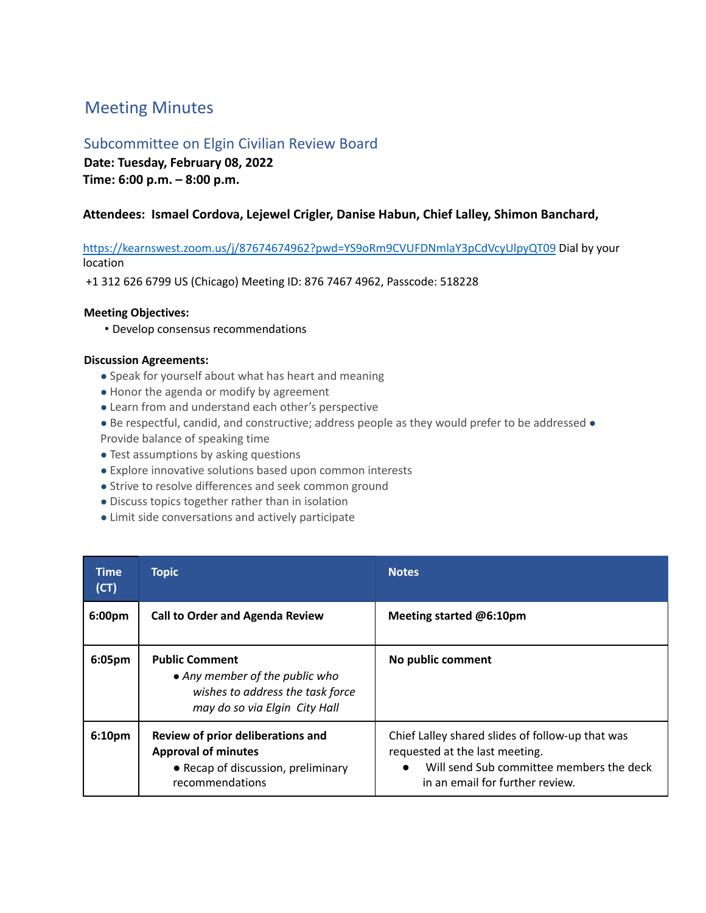# Meeting Minutes

## Subcommittee on Elgin Civilian Review Board

**Date: Tuesday, February 08, 2022**
**Time: 6:00 p.m. – 8:00 p.m.**

**Attendees: Ismael Cordova, Lejewel Crigler, Danise Habun, Chief Lalley, Shimon Banchard,**

https://kearnswest.zoom.us/j/87674674962?pwd=YS9oRm9CVUFDNmlaY3pCdVcyUlpyQT09 Dial by your location

+1 312 626 6799 US (Chicago) Meeting ID: 876 7467 4962, Passcode: 518228

**Meeting Objectives:**

- Develop consensus recommendations

**Discussion Agreements:**

- Speak for yourself about what has heart and meaning
- Honor the agenda or modify by agreement
- Learn from and understand each other's perspective
- Be respectful, candid, and constructive; address people as they would prefer to be addressed
- Provide balance of speaking time
- Test assumptions by asking questions
- Explore innovative solutions based upon common interests
- Strive to resolve differences and seek common ground
- Discuss topics together rather than in isolation
- Limit side conversations and actively participate

| Time (CT) | Topic | Notes |
|---|---|---|
| **6:00pm** | **Call to Order and Agenda Review** | **Meeting started @6:10pm** |
| **6:05pm** | **Public Comment**<br>● *Any member of the public who wishes to address the task force may do so via Elgin City Hall* | **No public comment** |
| **6:10pm** | **Review of prior deliberations and Approval of minutes**<br>● Recap of discussion, preliminary recommendations | Chief Lalley shared slides of follow-up that was requested at the last meeting.<br>● Will send Sub committee members the deck in an email for further review. |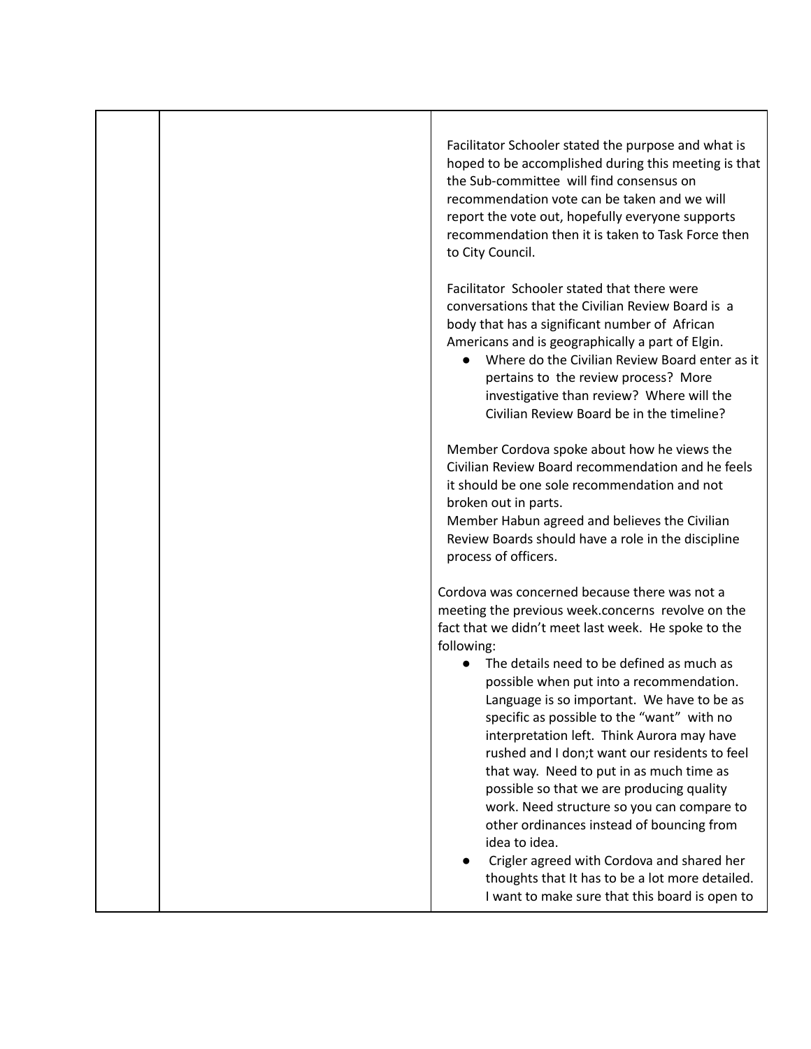| | | |
|---|---|---|
| | | Facilitator Schooler stated the purpose and what is hoped to be accomplished during this meeting is that the Sub-committee will find consensus on recommendation vote can be taken and we will report the vote out, hopefully everyone supports recommendation then it is taken to Task Force then to City Council.<br><br>Facilitator Schooler stated that there were conversations that the Civilian Review Board is a body that has a significant number of African Americans and is geographically a part of Elgin.<br>• Where do the Civilian Review Board enter as it pertains to the review process? More investigative than review? Where will the Civilian Review Board be in the timeline?<br><br>Member Cordova spoke about how he views the Civilian Review Board recommendation and he feels it should be one sole recommendation and not broken out in parts.<br>Member Habun agreed and believes the Civilian Review Boards should have a role in the discipline process of officers.<br><br>Cordova was concerned because there was not a meeting the previous week.concerns revolve on the fact that we didn't meet last week. He spoke to the following:<br>• The details need to be defined as much as possible when put into a recommendation. Language is so important. We have to be as specific as possible to the "want" with no interpretation left. Think Aurora may have rushed and I don;t want our residents to feel that way. Need to put in as much time as possible so that we are producing quality work. Need structure so you can compare to other ordinances instead of bouncing from idea to idea.<br>• Crigler agreed with Cordova and shared her thoughts that It has to be a lot more detailed. I want to make sure that this board is open to |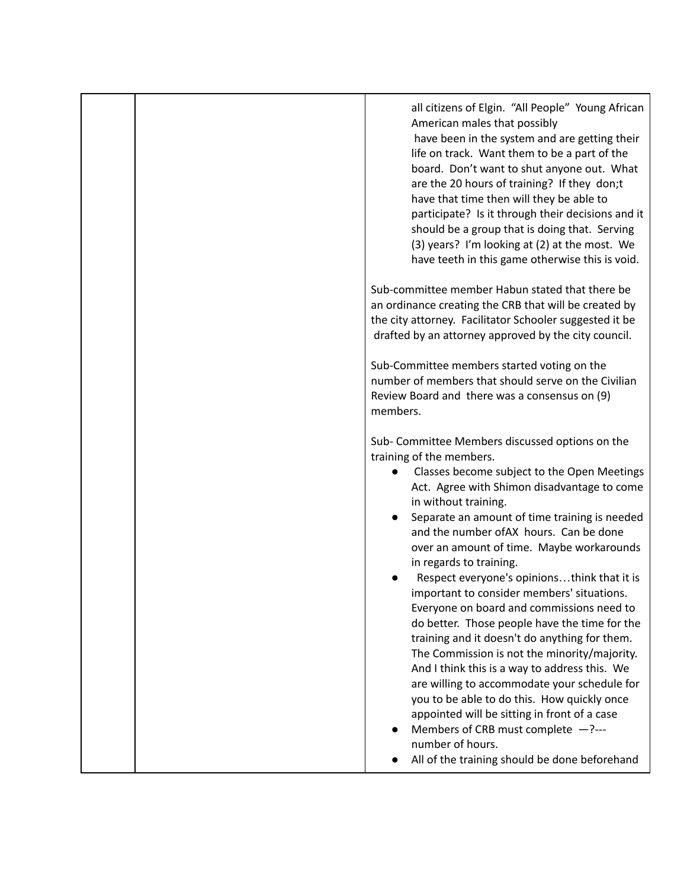| | | |
|---|---|---|
| | | all citizens of Elgin. "All People" Young African American males that possibly have been in the system and are getting their life on track. Want them to be a part of the board. Don't want to shut anyone out. What are the 20 hours of training? If they don;t have that time then will they be able to participate? Is it through their decisions and it should be a group that is doing that. Serving (3) years? I'm looking at (2) at the most. We have teeth in this game otherwise this is void.<br><br>Sub-committee member Habun stated that there be an ordinance creating the CRB that will be created by the city attorney. Facilitator Schooler suggested it be drafted by an attorney approved by the city council.<br><br>Sub-Committee members started voting on the number of members that should serve on the Civilian Review Board and there was a consensus on (9) members.<br><br>Sub- Committee Members discussed options on the training of the members.<br>● Classes become subject to the Open Meetings Act. Agree with Shimon disadvantage to come in without training.<br>● Separate an amount of time training is needed and the number ofAX hours. Can be done over an amount of time. Maybe workarounds in regards to training.<br>● Respect everyone's opinions…think that it is important to consider members' situations. Everyone on board and commissions need to do better. Those people have the time for the training and it doesn't do anything for them. The Commission is not the minority/majority. And I think this is a way to address this. We are willing to accommodate your schedule for you to be able to do this. How quickly once appointed will be sitting in front of a case<br>● Members of CRB must complete —?--- number of hours.<br>● All of the training should be done beforehand |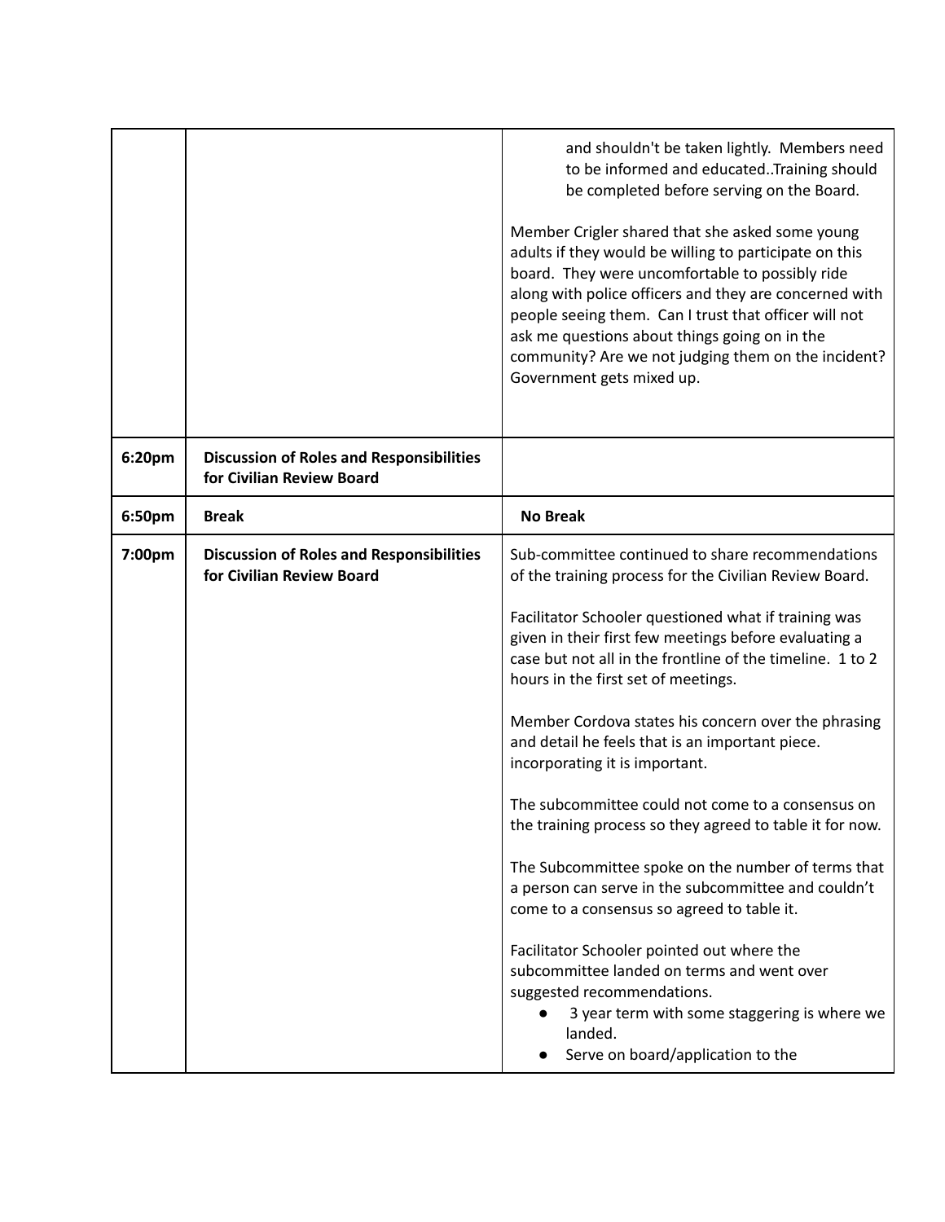| | | |
|---|---|---|
| | | and shouldn't be taken lightly. Members need to be informed and educated..Training should be completed before serving on the Board.<br><br>Member Crigler shared that she asked some young adults if they would be willing to participate on this board. They were uncomfortable to possibly ride along with police officers and they are concerned with people seeing them. Can I trust that officer will not ask me questions about things going on in the community? Are we not judging them on the incident? Government gets mixed up. |
| 6:20pm | **Discussion of Roles and Responsibilities for Civilian Review Board** | |
| 6:50pm | **Break** | **No Break** |
| 7:00pm | **Discussion of Roles and Responsibilities for Civilian Review Board** | Sub-committee continued to share recommendations of the training process for the Civilian Review Board.<br><br>Facilitator Schooler questioned what if training was given in their first few meetings before evaluating a case but not all in the frontline of the timeline. 1 to 2 hours in the first set of meetings.<br><br>Member Cordova states his concern over the phrasing and detail he feels that is an important piece. incorporating it is important.<br><br>The subcommittee could not come to a consensus on the training process so they agreed to table it for now.<br><br>The Subcommittee spoke on the number of terms that a person can serve in the subcommittee and couldn't come to a consensus so agreed to table it.<br><br>Facilitator Schooler pointed out where the subcommittee landed on terms and went over suggested recommendations.<br>● 3 year term with some staggering is where we landed.<br>● Serve on board/application to the |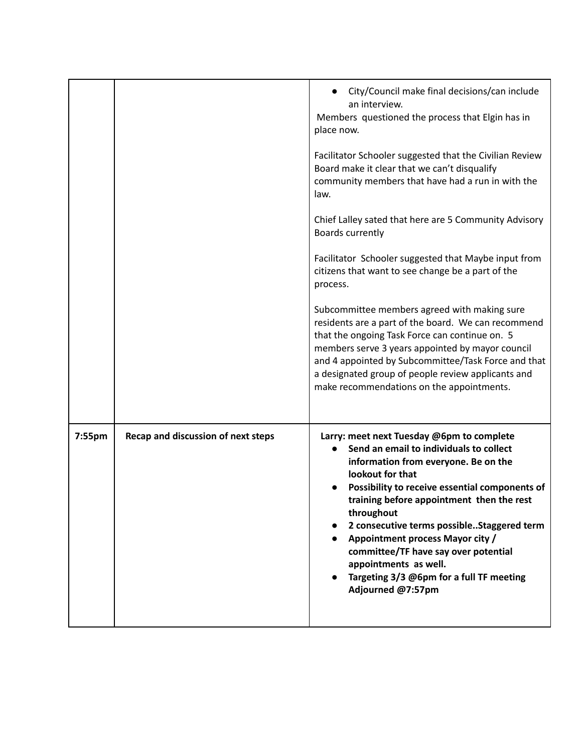| | | |
|---|---|---|
| | | • City/Council make final decisions/can include an interview.<br>Members questioned the process that Elgin has in place now.<br><br>Facilitator Schooler suggested that the Civilian Review Board make it clear that we can't disqualify community members that have had a run in with the law.<br><br>Chief Lalley sated that here are 5 Community Advisory Boards currently<br><br>Facilitator Schooler suggested that Maybe input from citizens that want to see change be a part of the process.<br><br>Subcommittee members agreed with making sure residents are a part of the board. We can recommend that the ongoing Task Force can continue on. 5 members serve 3 years appointed by mayor council and 4 appointed by Subcommittee/Task Force and that a designated group of people review applicants and make recommendations on the appointments. |
| **7:55pm** | **Recap and discussion of next steps** | **Larry: meet next Tuesday @6pm to complete**<br>• **Send an email to individuals to collect information from everyone. Be on the lookout for that**<br>• **Possibility to receive essential components of training before appointment then the rest throughout**<br>• **2 consecutive terms possible..Staggered term**<br>• **Appointment process Mayor city / committee/TF have say over potential appointments as well.**<br>• **Targeting 3/3 @6pm for a full TF meeting Adjourned @7:57pm** |